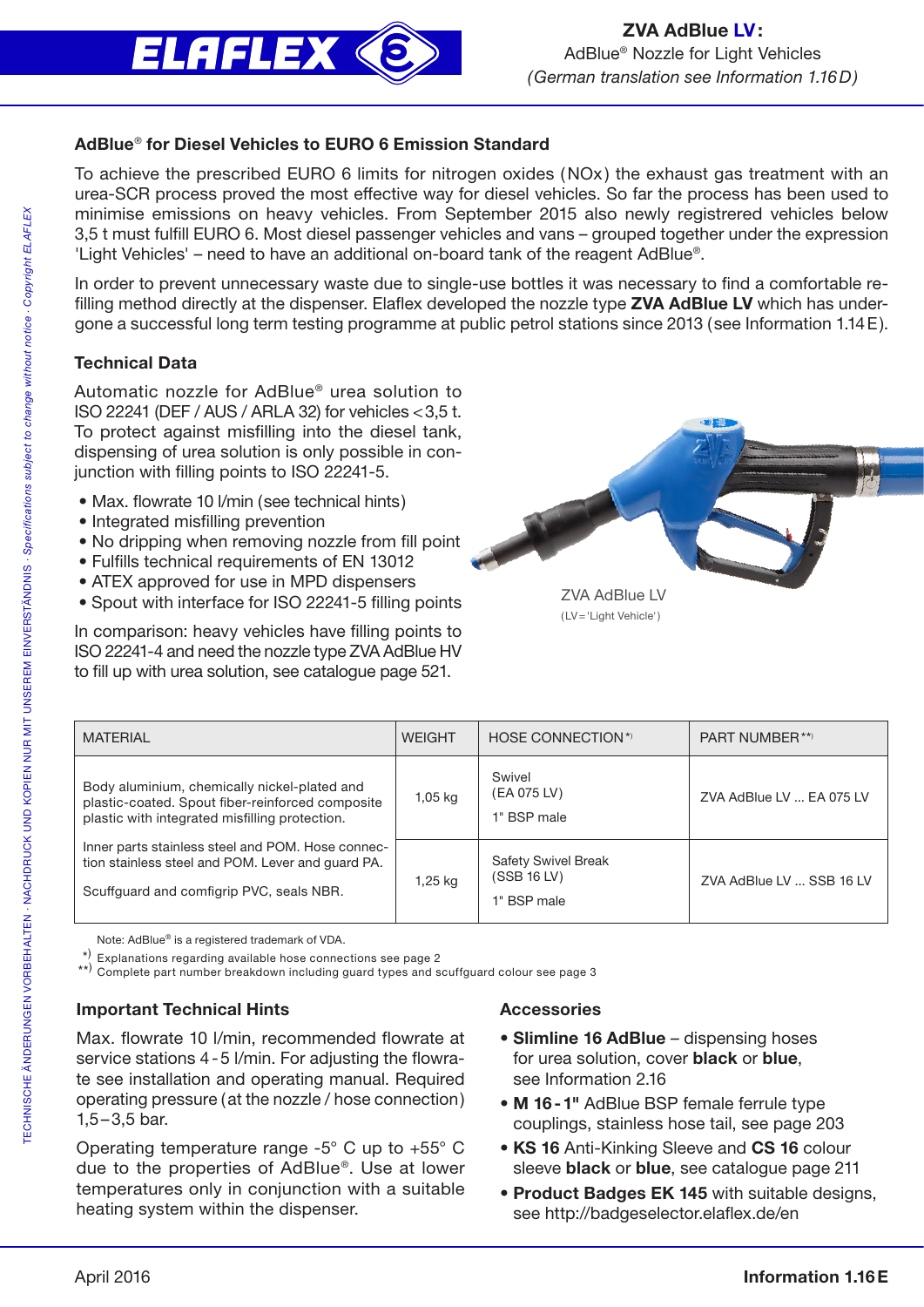# ZVA AdBlue LV:

AdBlue® Nozzle for Light Vehicles
*(German translation see Information 1.16 D)*

## AdBlue® for Diesel Vehicles to EURO 6 Emission Standard

To achieve the prescribed EURO 6 limits for nitrogen oxides (NOx) the exhaust gas treatment with an urea-SCR process proved the most effective way for diesel vehicles. So far the process has been used to minimise emissions on heavy vehicles. From September 2015 also newly registrered vehicles below 3,5 t must fulfill EURO 6. Most diesel passenger vehicles and vans – grouped together under the expression 'Light Vehicles' – need to have an additional on-board tank of the reagent AdBlue®.

In order to prevent unnecessary waste due to single-use bottles it was necessary to find a comfortable refilling method directly at the dispenser. Elaflex developed the nozzle type **ZVA AdBlue LV** which has undergone a successful long term testing programme at public petrol stations since 2013 (see Information 1.14 E).

## Technical Data

Automatic nozzle for AdBlue® urea solution to ISO 22241 (DEF / AUS / ARLA 32) for vehicles < 3,5 t. To protect against misfilling into the diesel tank, dispensing of urea solution is only possible in conjunction with filling points to ISO 22241-5.

- Max. flowrate 10 l/min (see technical hints)
- Integrated misfilling prevention
- No dripping when removing nozzle from fill point
- Fulfills technical requirements of EN 13012
- ATEX approved for use in MPD dispensers
- Spout with interface for ISO 22241-5 filling points

In comparison: heavy vehicles have filling points to ISO 22241-4 and need the nozzle type ZVA AdBlue HV to fill up with urea solution, see catalogue page 521.

ZVA AdBlue LV
(LV = 'Light Vehicle')

| MATERIAL | WEIGHT | HOSE CONNECTION *) | PART NUMBER **) |
|---|---|---|---|
| Body aluminium, chemically nickel-plated and plastic-coated. Spout fiber-reinforced composite plastic with integrated misfilling protection. | 1,05 kg | Swivel (EA 075 LV) 1" BSP male | ZVA AdBlue LV ... EA 075 LV |
| Inner parts stainless steel and POM. Hose connection stainless steel and POM. Lever and guard PA. Scuffguard and comfigrip PVC, seals NBR. | 1,25 kg | Safety Swivel Break (SSB 16 LV) 1" BSP male | ZVA AdBlue LV ... SSB 16 LV |

Note: AdBlue® is a registered trademark of VDA.
*) Explanations regarding available hose connections see page 2
**) Complete part number breakdown including guard types and scuffguard colour see page 3

## Important Technical Hints

Max. flowrate 10 l/min, recommended flowrate at service stations 4 - 5 l/min. For adjusting the flowrate see installation and operating manual. Required operating pressure (at the nozzle / hose connection) 1,5 – 3,5 bar.

Operating temperature range -5° C up to +55° C due to the properties of AdBlue®. Use at lower temperatures only in conjunction with a suitable heating system within the dispenser.

## Accessories

- **Slimline 16 AdBlue** – dispensing hoses for urea solution, cover **black** or **blue**, see Information 2.16
- **M 16 - 1"** AdBlue BSP female ferrule type couplings, stainless hose tail, see page 203
- **KS 16** Anti-Kinking Sleeve and **CS 16** colour sleeve **black** or **blue**, see catalogue page 211
- **Product Badges EK 145** with suitable designs, see http://badgeselector.elaflex.de/en

April 2016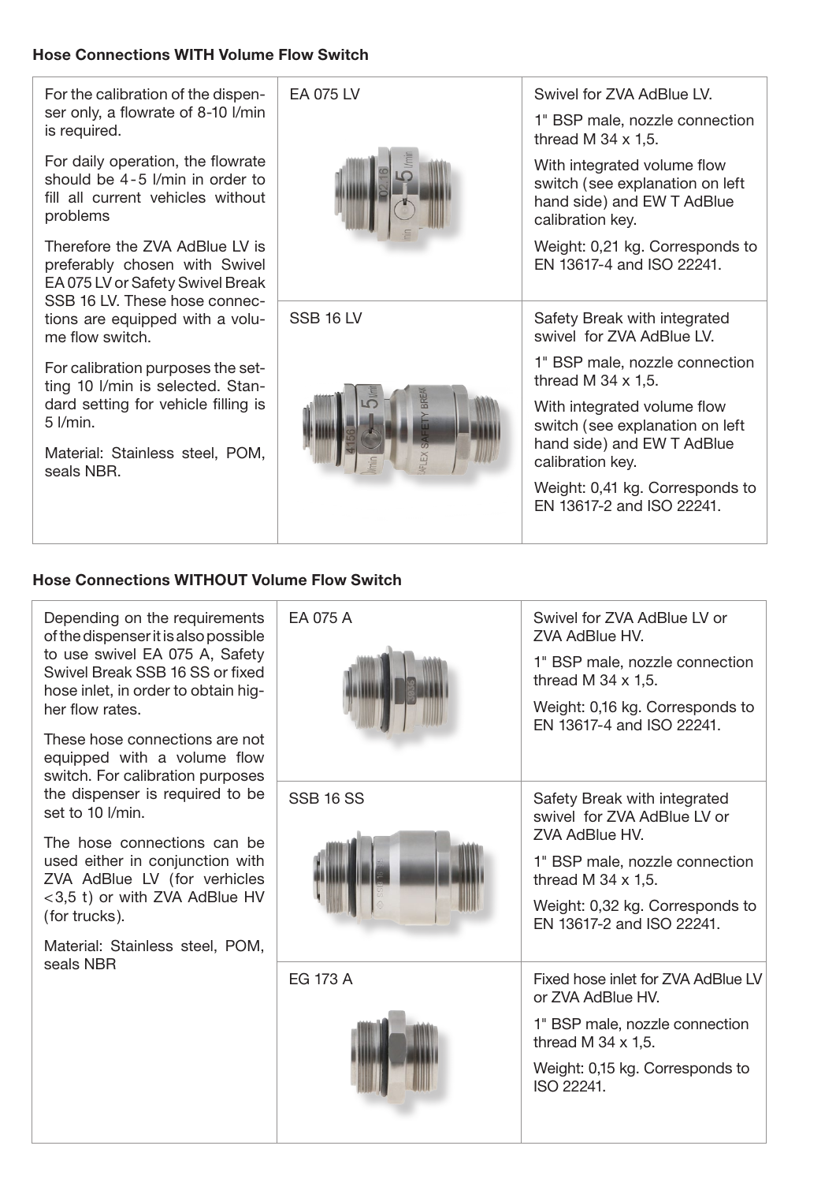### Hose Connections WITH Volume Flow Switch

| | | |
|---|---|---|
| For the calibration of the dispenser only, a flowrate of 8-10 l/min is required.<br><br>For daily operation, the flowrate should be 4-5 l/min in order to fill all current vehicles without problems<br><br>Therefore the ZVA AdBlue LV is preferably chosen with Swivel EA 075 LV or Safety Swivel Break SSB 16 LV. These hose connections are equipped with a volume flow switch.<br><br>For calibration purposes the setting 10 l/min is selected. Standard setting for vehicle filling is 5 l/min.<br><br>Material: Stainless steel, POM, seals NBR. | EA 075 LV | Swivel for ZVA AdBlue LV.<br><br>1" BSP male, nozzle connection thread M 34 x 1,5.<br><br>With integrated volume flow switch (see explanation on left hand side) and EW T AdBlue calibration key.<br><br>Weight: 0,21 kg. Corresponds to EN 13617-4 and ISO 22241. |
| | SSB 16 LV | Safety Break with integrated swivel for ZVA AdBlue LV.<br><br>1" BSP male, nozzle connection thread M 34 x 1,5.<br><br>With integrated volume flow switch (see explanation on left hand side) and EW T AdBlue calibration key.<br><br>Weight: 0,41 kg. Corresponds to EN 13617-2 and ISO 22241. |

### Hose Connections WITHOUT Volume Flow Switch

| | | |
|---|---|---|
| Depending on the requirements of the dispenser it is also possible to use swivel EA 075 A, Safety Swivel Break SSB 16 SS or fixed hose inlet, in order to obtain higher flow rates.<br><br>These hose connections are not equipped with a volume flow switch. For calibration purposes the dispenser is required to be set to 10 l/min.<br><br>The hose connections can be used either in conjunction with ZVA AdBlue LV (for verhicles <3,5 t) or with ZVA AdBlue HV (for trucks).<br><br>Material: Stainless steel, POM, seals NBR | EA 075 A | Swivel for ZVA AdBlue LV or ZVA AdBlue HV.<br><br>1" BSP male, nozzle connection thread M 34 x 1,5.<br><br>Weight: 0,16 kg. Corresponds to EN 13617-4 and ISO 22241. |
| | SSB 16 SS | Safety Break with integrated swivel for ZVA AdBlue LV or ZVA AdBlue HV.<br><br>1" BSP male, nozzle connection thread M 34 x 1,5.<br><br>Weight: 0,32 kg. Corresponds to EN 13617-2 and ISO 22241. |
| | EG 173 A | Fixed hose inlet for ZVA AdBlue LV or ZVA AdBlue HV.<br><br>1" BSP male, nozzle connection thread M 34 x 1,5.<br><br>Weight: 0,15 kg. Corresponds to ISO 22241. |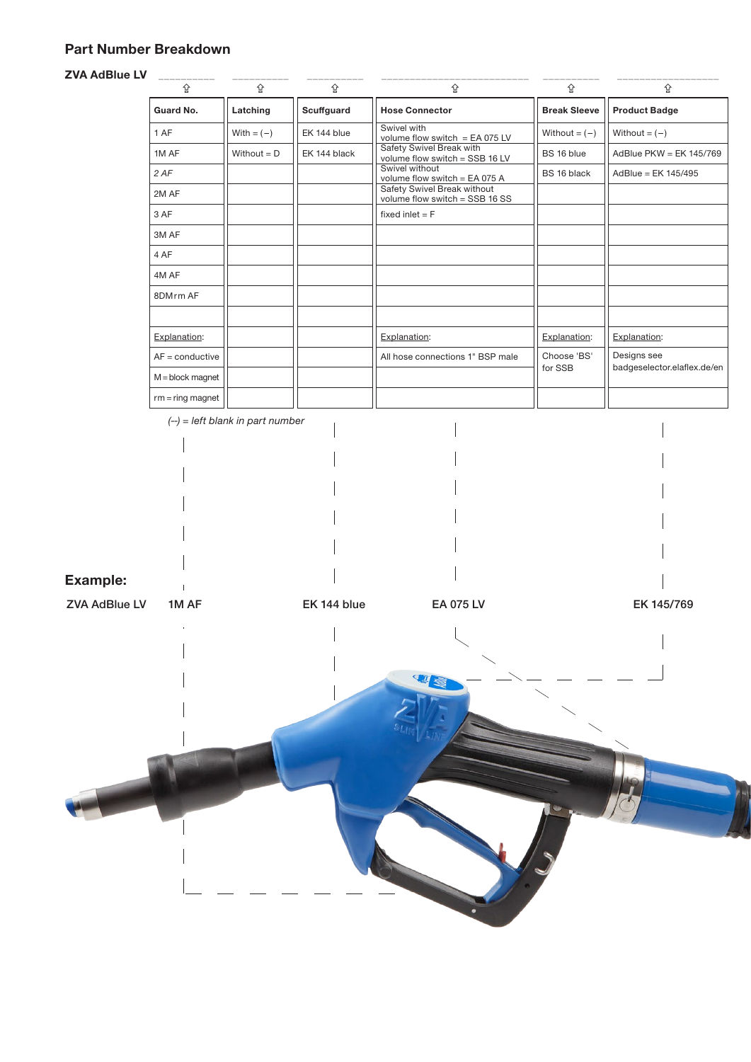## Part Number Breakdown

**ZVA AdBlue LV**

| Guard No. | Latching | Scuffguard | Hose Connector | Break Sleeve | Product Badge |
|---|---|---|---|---|---|
| 1 AF | With = (–) | EK 144 blue | Swivel with volume flow switch = EA 075 LV | Without = (–) | Without = (–) |
| 1M AF | Without = D | EK 144 black | Safety Swivel Break with volume flow switch = SSB 16 LV | BS 16 blue | AdBlue PKW = EK 145/769 |
| *2 AF* | | | Swivel without volume flow switch = EA 075 A | BS 16 black | AdBlue = EK 145/495 |
| 2M AF | | | Safety Swivel Break without volume flow switch = SSB 16 SS | | |
| 3 AF | | | fixed inlet = F | | |
| 3M AF | | | | | |
| 4 AF | | | | | |
| 4M AF | | | | | |
| 8DMrm AF | | | | | |
| | | | | | |
| Explanation: | | | Explanation: | Explanation: | Explanation: |
| AF = conductive | | | All hose connections 1" BSP male | Choose 'BS' for SSB | Designs see badgeselector.elaflex.de/en |
| M = block magnet | | | | | |
| rm = ring magnet | | | | | |

*(–) = left blank in part number*

**Example:**

**ZVA AdBlue LV 1M AF EK 144 blue EA 075 LV EK 145/769**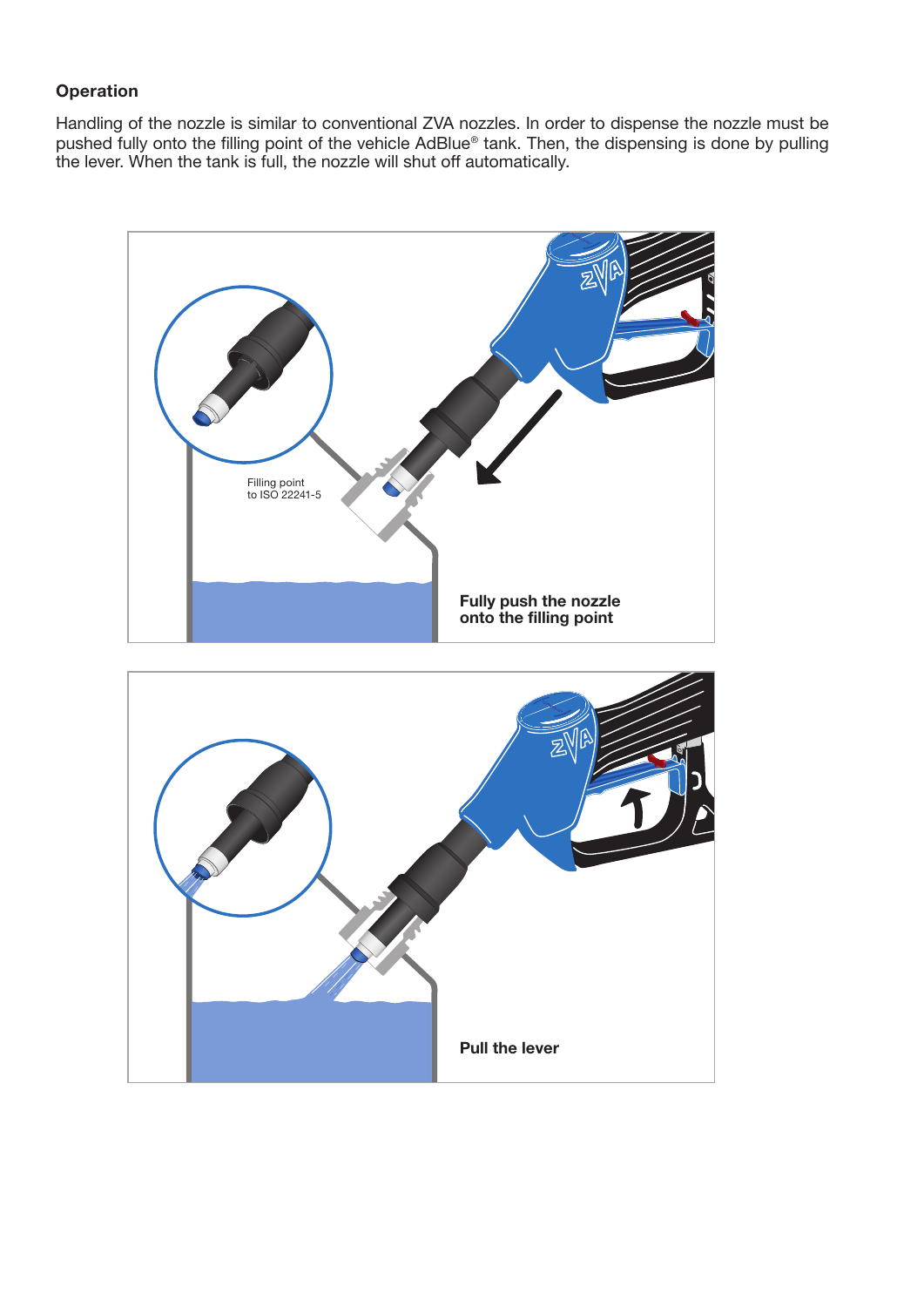### Operation

Handling of the nozzle is similar to conventional ZVA nozzles. In order to dispense the nozzle must be pushed fully onto the filling point of the vehicle AdBlue® tank. Then, the dispensing is done by pulling the lever. When the tank is full, the nozzle will shut off automatically.

Filling point
to ISO 22241-5

**Fully push the nozzle onto the filling point**

**Pull the lever**